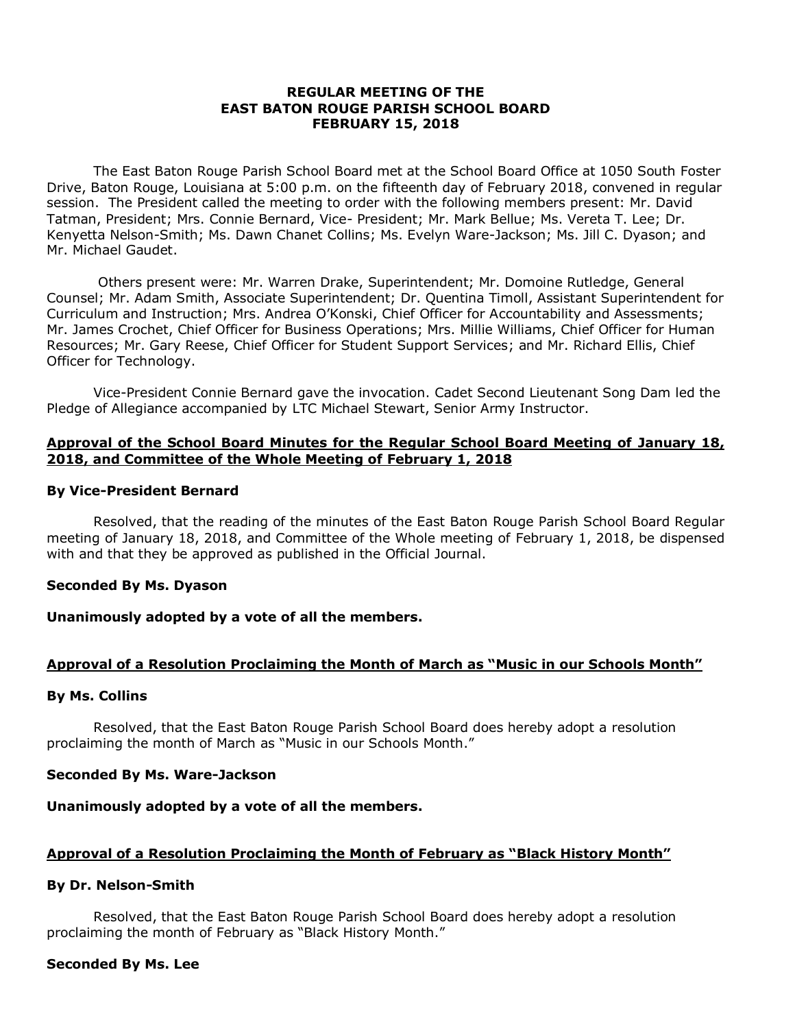# REGULAR MEETING OF THE EAST BATON ROUGE PARISH SCHOOL BOARD FEBRUARY 15, 2018

The East Baton Rouge Parish School Board met at the School Board Office at 1050 South Foster Drive, Baton Rouge, Louisiana at 5:00 p.m. on the fifteenth day of February 2018, convened in regular session. The President called the meeting to order with the following members present: Mr. David Tatman, President; Mrs. Connie Bernard, Vice- President; Mr. Mark Bellue; Ms. Vereta T. Lee; Dr. Kenyetta Nelson-Smith; Ms. Dawn Chanet Collins; Ms. Evelyn Ware-Jackson; Ms. Jill C. Dyason; and Mr. Michael Gaudet.

Others present were: Mr. Warren Drake, Superintendent; Mr. Domoine Rutledge, General Counsel; Mr. Adam Smith, Associate Superintendent; Dr. Quentina Timoll, Assistant Superintendent for Curriculum and Instruction; Mrs. Andrea O'Konski, Chief Officer for Accountability and Assessments; Mr. James Crochet, Chief Officer for Business Operations; Mrs. Millie Williams, Chief Officer for Human Resources; Mr. Gary Reese, Chief Officer for Student Support Services; and Mr. Richard Ellis, Chief Officer for Technology.

Vice-President Connie Bernard gave the invocation. Cadet Second Lieutenant Song Dam led the Pledge of Allegiance accompanied by LTC Michael Stewart, Senior Army Instructor.

## Approval of the School Board Minutes for the Regular School Board Meeting of January 18, 2018, and Committee of the Whole Meeting of February 1, 2018

**By Vice-President Bernard**

Resolved, that the reading of the minutes of the East Baton Rouge Parish School Board Regular meeting of January 18, 2018, and Committee of the Whole meeting of February 1, 2018, be dispensed with and that they be approved as published in the Official Journal.

**Seconded By Ms. Dyason**

**Unanimously adopted by a vote of all the members.**

## Approval of a Resolution Proclaiming the Month of March as "Music in our Schools Month"

**By Ms. Collins**

Resolved, that the East Baton Rouge Parish School Board does hereby adopt a resolution proclaiming the month of March as "Music in our Schools Month."

**Seconded By Ms. Ware-Jackson**

**Unanimously adopted by a vote of all the members.**

## Approval of a Resolution Proclaiming the Month of February as "Black History Month"

**By Dr. Nelson-Smith**

Resolved, that the East Baton Rouge Parish School Board does hereby adopt a resolution proclaiming the month of February as "Black History Month."

**Seconded By Ms. Lee**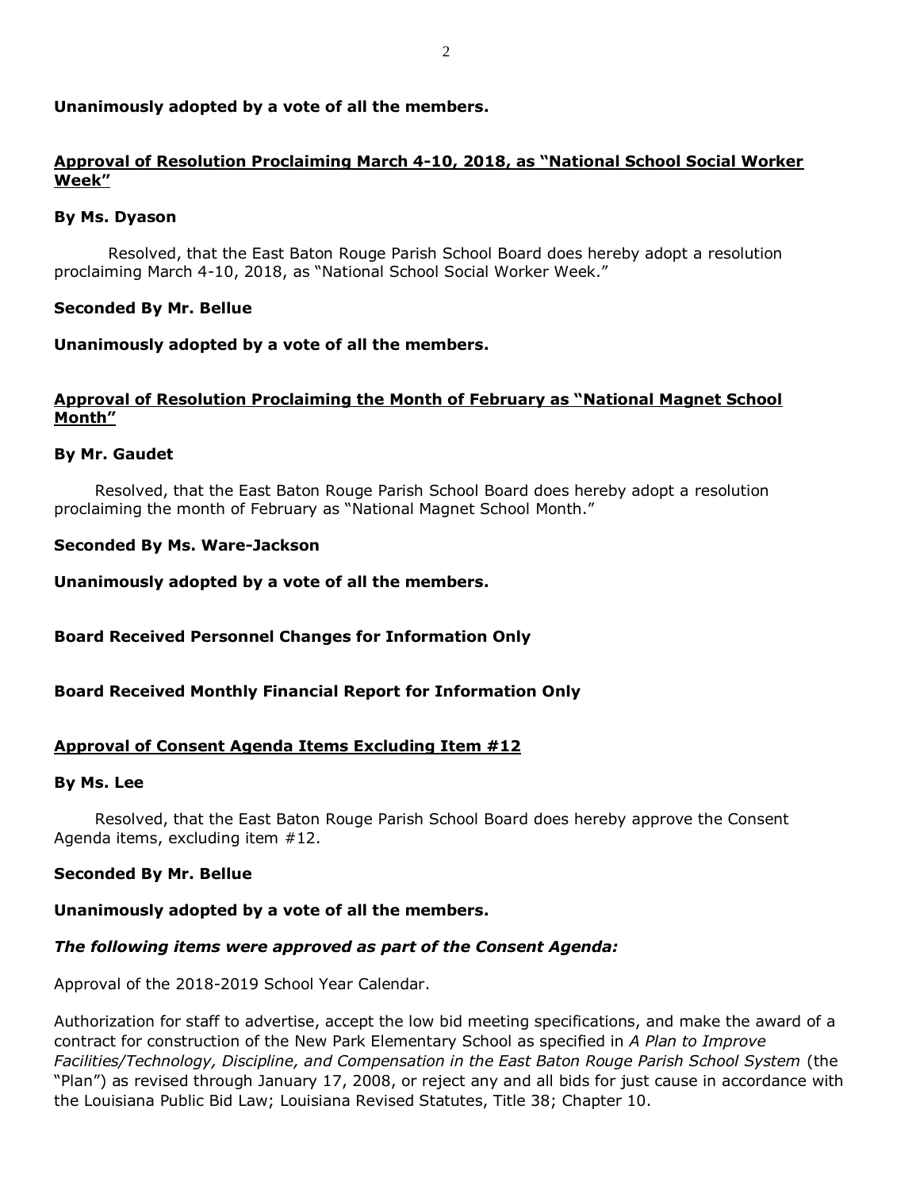**Unanimously adopted by a vote of all the members.**

**Approval of Resolution Proclaiming March 4-10, 2018, as "National School Social Worker Week"**

**By Ms. Dyason**

Resolved, that the East Baton Rouge Parish School Board does hereby adopt a resolution proclaiming March 4-10, 2018, as "National School Social Worker Week."

**Seconded By Mr. Bellue**

**Unanimously adopted by a vote of all the members.**

**Approval of Resolution Proclaiming the Month of February as "National Magnet School Month"**

**By Mr. Gaudet**

Resolved, that the East Baton Rouge Parish School Board does hereby adopt a resolution proclaiming the month of February as "National Magnet School Month."

**Seconded By Ms. Ware-Jackson**

**Unanimously adopted by a vote of all the members.**

**Board Received Personnel Changes for Information Only**

**Board Received Monthly Financial Report for Information Only**

**Approval of Consent Agenda Items Excluding Item #12**

**By Ms. Lee**

Resolved, that the East Baton Rouge Parish School Board does hereby approve the Consent Agenda items, excluding item #12.

**Seconded By Mr. Bellue**

**Unanimously adopted by a vote of all the members.**

***The following items were approved as part of the Consent Agenda:***

Approval of the 2018-2019 School Year Calendar.

Authorization for staff to advertise, accept the low bid meeting specifications, and make the award of a contract for construction of the New Park Elementary School as specified in *A Plan to Improve Facilities/Technology, Discipline, and Compensation in the East Baton Rouge Parish School System* (the "Plan") as revised through January 17, 2008, or reject any and all bids for just cause in accordance with the Louisiana Public Bid Law; Louisiana Revised Statutes, Title 38; Chapter 10.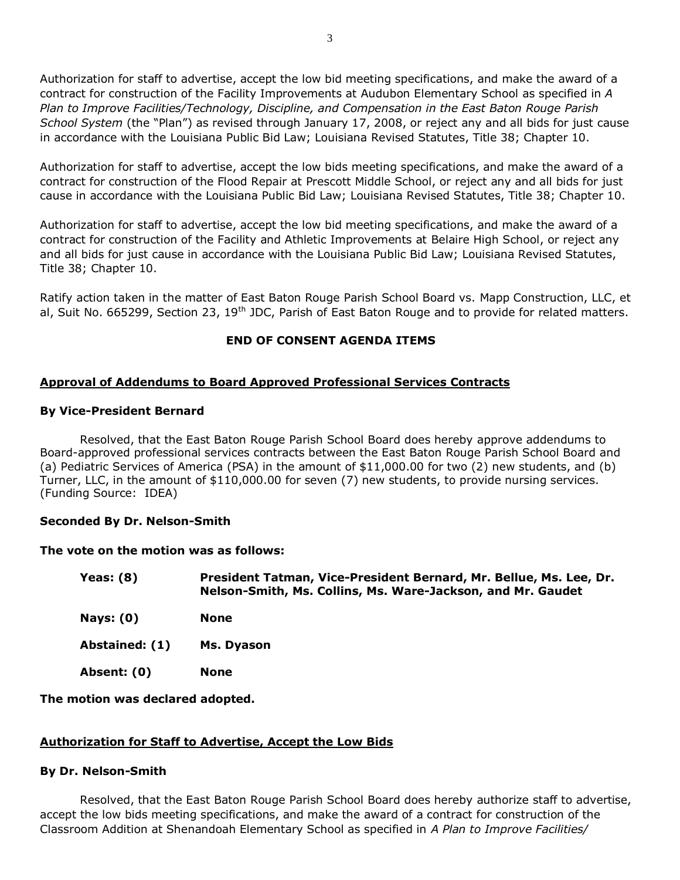Authorization for staff to advertise, accept the low bid meeting specifications, and make the award of a contract for construction of the Facility Improvements at Audubon Elementary School as specified in *A Plan to Improve Facilities/Technology, Discipline, and Compensation in the East Baton Rouge Parish School System* (the "Plan") as revised through January 17, 2008, or reject any and all bids for just cause in accordance with the Louisiana Public Bid Law; Louisiana Revised Statutes, Title 38; Chapter 10.

Authorization for staff to advertise, accept the low bids meeting specifications, and make the award of a contract for construction of the Flood Repair at Prescott Middle School, or reject any and all bids for just cause in accordance with the Louisiana Public Bid Law; Louisiana Revised Statutes, Title 38; Chapter 10.

Authorization for staff to advertise, accept the low bid meeting specifications, and make the award of a contract for construction of the Facility and Athletic Improvements at Belaire High School, or reject any and all bids for just cause in accordance with the Louisiana Public Bid Law; Louisiana Revised Statutes, Title 38; Chapter 10.

Ratify action taken in the matter of East Baton Rouge Parish School Board vs. Mapp Construction, LLC, et al, Suit No. 665299, Section 23, 19th JDC, Parish of East Baton Rouge and to provide for related matters.

**END OF CONSENT AGENDA ITEMS**

## Approval of Addendums to Board Approved Professional Services Contracts

**By Vice-President Bernard**

Resolved, that the East Baton Rouge Parish School Board does hereby approve addendums to Board-approved professional services contracts between the East Baton Rouge Parish School Board and (a) Pediatric Services of America (PSA) in the amount of $11,000.00 for two (2) new students, and (b) Turner, LLC, in the amount of $110,000.00 for seven (7) new students, to provide nursing services. (Funding Source: IDEA)

**Seconded By Dr. Nelson-Smith**

**The vote on the motion was as follows:**

| | |
|---|---|
| **Yeas: (8)** | **President Tatman, Vice-President Bernard, Mr. Bellue, Ms. Lee, Dr. Nelson-Smith, Ms. Collins, Ms. Ware-Jackson, and Mr. Gaudet** |
| **Nays: (0)** | **None** |
| **Abstained: (1)** | **Ms. Dyason** |
| **Absent: (0)** | **None** |

**The motion was declared adopted.**

## Authorization for Staff to Advertise, Accept the Low Bids

**By Dr. Nelson-Smith**

Resolved, that the East Baton Rouge Parish School Board does hereby authorize staff to advertise, accept the low bids meeting specifications, and make the award of a contract for construction of the Classroom Addition at Shenandoah Elementary School as specified in *A Plan to Improve Facilities/*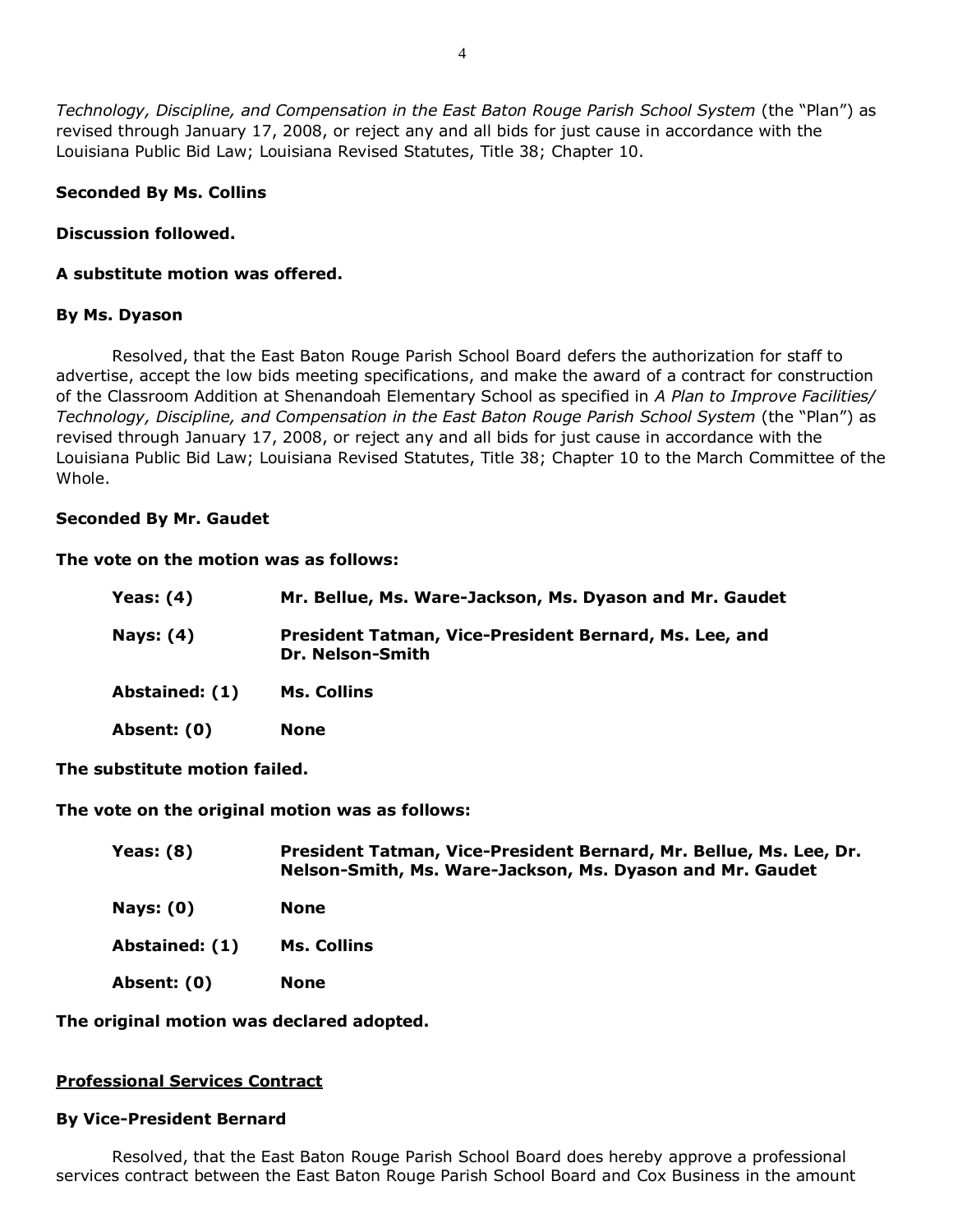*Technology, Discipline, and Compensation in the East Baton Rouge Parish School System* (the "Plan") as revised through January 17, 2008, or reject any and all bids for just cause in accordance with the Louisiana Public Bid Law; Louisiana Revised Statutes, Title 38; Chapter 10.

**Seconded By Ms. Collins**

**Discussion followed.**

**A substitute motion was offered.**

**By Ms. Dyason**

Resolved, that the East Baton Rouge Parish School Board defers the authorization for staff to advertise, accept the low bids meeting specifications, and make the award of a contract for construction of the Classroom Addition at Shenandoah Elementary School as specified in *A Plan to Improve Facilities/ Technology, Discipline, and Compensation in the East Baton Rouge Parish School System* (the "Plan") as revised through January 17, 2008, or reject any and all bids for just cause in accordance with the Louisiana Public Bid Law; Louisiana Revised Statutes, Title 38; Chapter 10 to the March Committee of the Whole.

**Seconded By Mr. Gaudet**

**The vote on the motion was as follows:**

| | |
|---|---|
| **Yeas: (4)** | **Mr. Bellue, Ms. Ware-Jackson, Ms. Dyason and Mr. Gaudet** |
| **Nays: (4)** | **President Tatman, Vice-President Bernard, Ms. Lee, and Dr. Nelson-Smith** |
| **Abstained: (1)** | **Ms. Collins** |
| **Absent: (0)** | **None** |

**The substitute motion failed.**

**The vote on the original motion was as follows:**

| | |
|---|---|
| **Yeas: (8)** | **President Tatman, Vice-President Bernard, Mr. Bellue, Ms. Lee, Dr. Nelson-Smith, Ms. Ware-Jackson, Ms. Dyason and Mr. Gaudet** |
| **Nays: (0)** | **None** |
| **Abstained: (1)** | **Ms. Collins** |
| **Absent: (0)** | **None** |

**The original motion was declared adopted.**

## Professional Services Contract

**By Vice-President Bernard**

Resolved, that the East Baton Rouge Parish School Board does hereby approve a professional services contract between the East Baton Rouge Parish School Board and Cox Business in the amount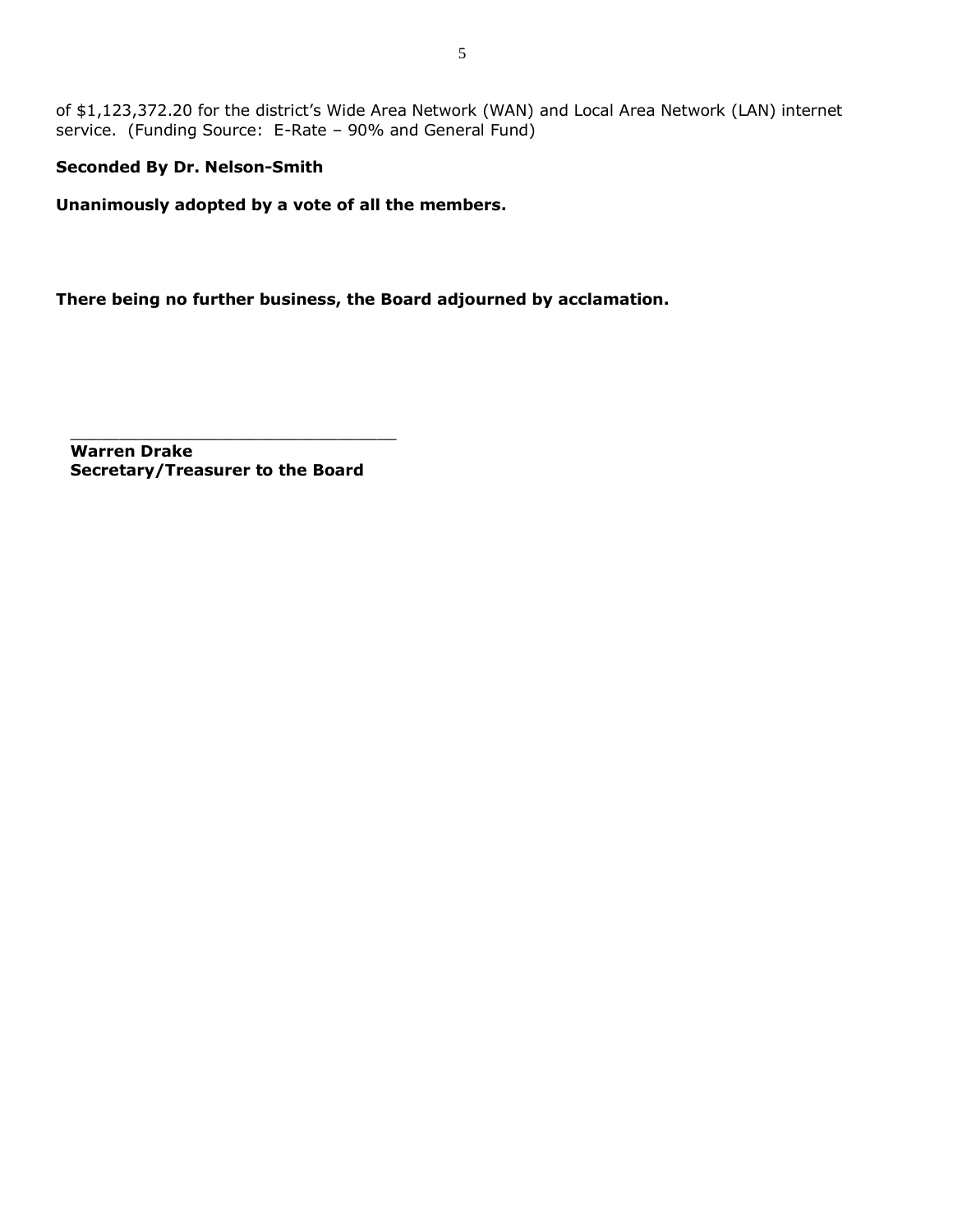of $1,123,372.20 for the district's Wide Area Network (WAN) and Local Area Network (LAN) internet service. (Funding Source: E-Rate – 90% and General Fund)

**Seconded By Dr. Nelson-Smith**

**Unanimously adopted by a vote of all the members.**

**There being no further business, the Board adjourned by acclamation.**

\_\_\_\_\_\_\_\_\_\_\_\_\_\_\_\_\_\_\_\_\_\_\_\_\_\_\_\_\_\_\_\_

**Warren Drake**
**Secretary/Treasurer to the Board**